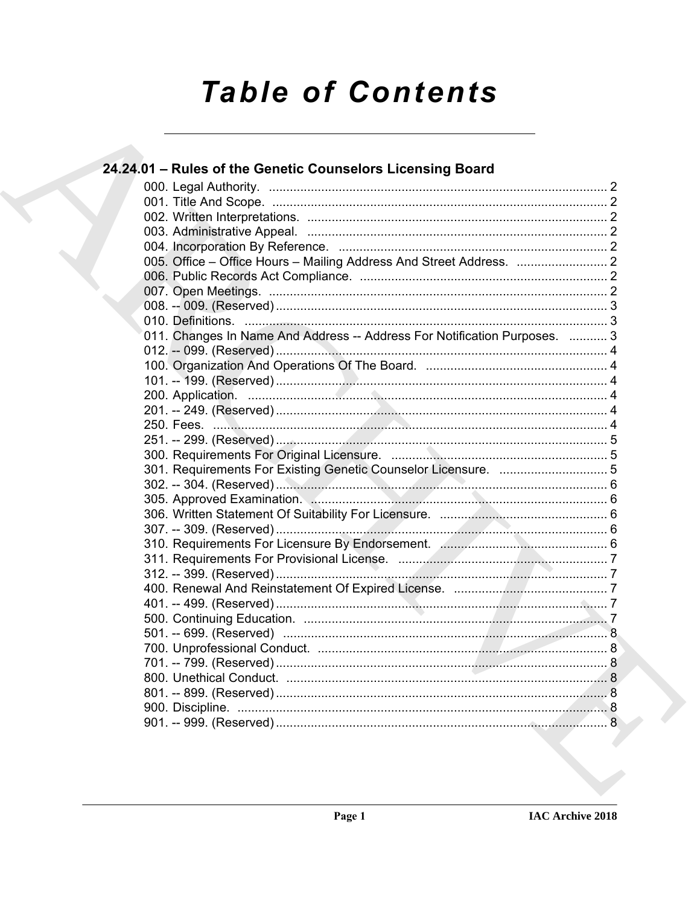# Table of Contents

## 24.24.01 – Rules of the Genetic Counselors Licensing Board

000. Legal Authority. ........................................................................................ 2
001. Title And Scope. ........................................................................................ 2
002. Written Interpretations. ........................................................................................ 2
003. Administrative Appeal. ........................................................................................ 2
004. Incorporation By Reference. ........................................................................................ 2
005. Office – Office Hours – Mailing Address And Street Address. ........................................ 2
006. Public Records Act Compliance. ........................................................................................ 2
007. Open Meetings. ........................................................................................ 2
008. -- 009. (Reserved) ........................................................................................ 3
010. Definitions. ........................................................................................ 3
011. Changes In Name And Address -- Address For Notification Purposes. ........... 3
012. -- 099. (Reserved) ........................................................................................ 4
100. Organization And Operations Of The Board. ........................................................ 4
101. -- 199. (Reserved) ........................................................................................ 4
200. Application. ........................................................................................ 4
201. -- 249. (Reserved) ........................................................................................ 4
250. Fees. ........................................................................................ 4
251. -- 299. (Reserved) ........................................................................................ 5
300. Requirements For Original Licensure. ........................................................ 5
301. Requirements For Existing Genetic Counselor Licensure. ................................ 5
302. -- 304. (Reserved) ........................................................................................ 6
305. Approved Examination. ........................................................................................ 6
306. Written Statement Of Suitability For Licensure. ................................................ 6
307. -- 309. (Reserved) ........................................................................................ 6
310. Requirements For Licensure By Endorsement. ................................................ 6
311. Requirements For Provisional License. ........................................................ 7
312. -- 399. (Reserved) ........................................................................................ 7
400. Renewal And Reinstatement Of Expired License. ................................................ 7
401. -- 499. (Reserved) ........................................................................................ 7
500. Continuing Education. ........................................................................................ 7
501. -- 699. (Reserved) ........................................................................................ 8
700. Unprofessional Conduct. ........................................................................................ 8
701. -- 799. (Reserved) ........................................................................................ 8
800. Unethical Conduct. ........................................................................................ 8
801. -- 899. (Reserved) ........................................................................................ 8
900. Discipline. ........................................................................................ 8
901. -- 999. (Reserved) ........................................................................................ 8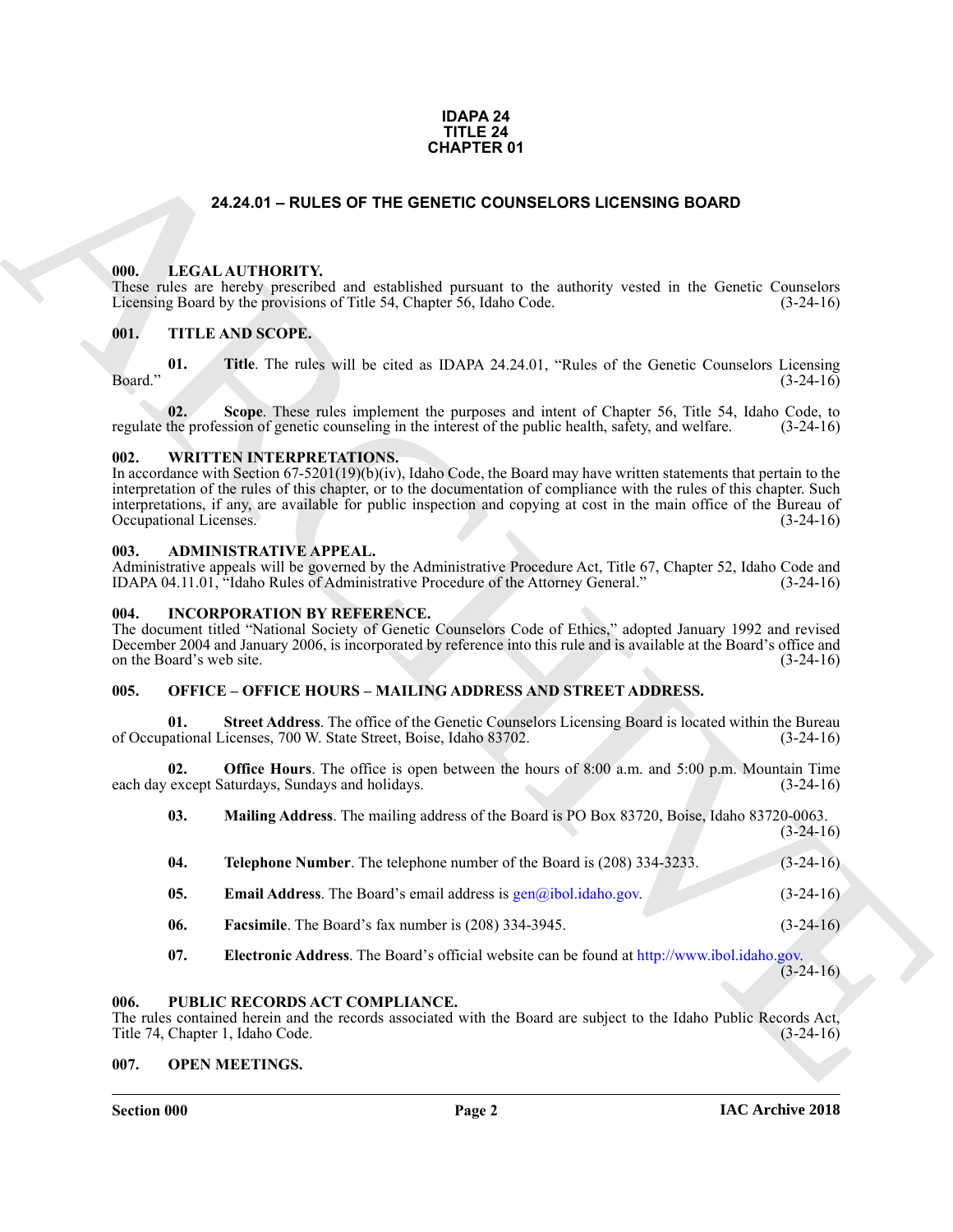**IDAPA 24
TITLE 24
CHAPTER 01**

## 24.24.01 – RULES OF THE GENETIC COUNSELORS LICENSING BOARD

### 000. LEGAL AUTHORITY.

These rules are hereby prescribed and established pursuant to the authority vested in the Genetic Counselors Licensing Board by the provisions of Title 54, Chapter 56, Idaho Code. (3-24-16)

### 001. TITLE AND SCOPE.

**01. Title**. The rules will be cited as IDAPA 24.24.01, "Rules of the Genetic Counselors Licensing Board." (3-24-16)

**02. Scope**. These rules implement the purposes and intent of Chapter 56, Title 54, Idaho Code, to regulate the profession of genetic counseling in the interest of the public health, safety, and welfare. (3-24-16)

### 002. WRITTEN INTERPRETATIONS.

In accordance with Section 67-5201(19)(b)(iv), Idaho Code, the Board may have written statements that pertain to the interpretation of the rules of this chapter, or to the documentation of compliance with the rules of this chapter. Such interpretations, if any, are available for public inspection and copying at cost in the main office of the Bureau of Occupational Licenses. (3-24-16)

### 003. ADMINISTRATIVE APPEAL.

Administrative appeals will be governed by the Administrative Procedure Act, Title 67, Chapter 52, Idaho Code and IDAPA 04.11.01, "Idaho Rules of Administrative Procedure of the Attorney General." (3-24-16)

### 004. INCORPORATION BY REFERENCE.

The document titled "National Society of Genetic Counselors Code of Ethics," adopted January 1992 and revised December 2004 and January 2006, is incorporated by reference into this rule and is available at the Board's office and on the Board's web site. (3-24-16)

### 005. OFFICE – OFFICE HOURS – MAILING ADDRESS AND STREET ADDRESS.

**01. Street Address**. The office of the Genetic Counselors Licensing Board is located within the Bureau of Occupational Licenses, 700 W. State Street, Boise, Idaho 83702. (3-24-16)

**02. Office Hours**. The office is open between the hours of 8:00 a.m. and 5:00 p.m. Mountain Time each day except Saturdays, Sundays and holidays. (3-24-16)

**03. Mailing Address**. The mailing address of the Board is PO Box 83720, Boise, Idaho 83720-0063. (3-24-16)

**04. Telephone Number**. The telephone number of the Board is (208) 334-3233. (3-24-16)

**05. Email Address**. The Board's email address is gen@ibol.idaho.gov. (3-24-16)

**06. Facsimile**. The Board's fax number is (208) 334-3945. (3-24-16)

**07. Electronic Address**. The Board's official website can be found at http://www.ibol.idaho.gov. (3-24-16)

### 006. PUBLIC RECORDS ACT COMPLIANCE.

The rules contained herein and the records associated with the Board are subject to the Idaho Public Records Act, Title 74, Chapter 1, Idaho Code. (3-24-16)

### 007. OPEN MEETINGS.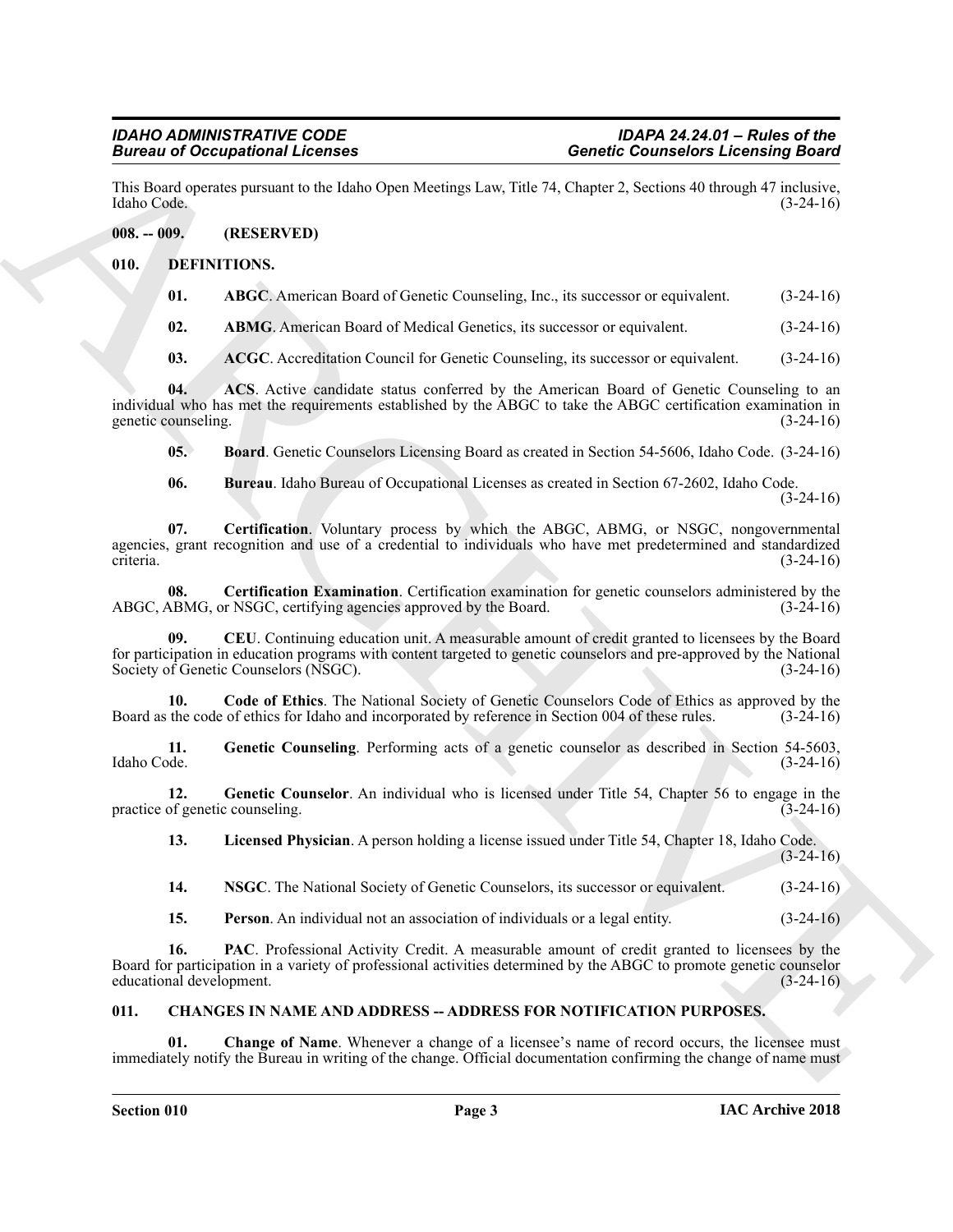This Board operates pursuant to the Idaho Open Meetings Law, Title 74, Chapter 2, Sections 40 through 47 inclusive, Idaho Code. (3-24-16)

## 008. -- 009. (RESERVED)

## 010. DEFINITIONS.

**01. ABGC**. American Board of Genetic Counseling, Inc., its successor or equivalent. (3-24-16)

**02. ABMG**. American Board of Medical Genetics, its successor or equivalent. (3-24-16)

**03. ACGC**. Accreditation Council for Genetic Counseling, its successor or equivalent. (3-24-16)

**04. ACS**. Active candidate status conferred by the American Board of Genetic Counseling to an individual who has met the requirements established by the ABGC to take the ABGC certification examination in genetic counseling. (3-24-16)

**05. Board**. Genetic Counselors Licensing Board as created in Section 54-5606, Idaho Code. (3-24-16)

**06. Bureau**. Idaho Bureau of Occupational Licenses as created in Section 67-2602, Idaho Code. (3-24-16)

**07. Certification**. Voluntary process by which the ABGC, ABMG, or NSGC, nongovernmental agencies, grant recognition and use of a credential to individuals who have met predetermined and standardized criteria. (3-24-16)

**08. Certification Examination**. Certification examination for genetic counselors administered by the ABGC, ABMG, or NSGC, certifying agencies approved by the Board. (3-24-16)

**09. CEU**. Continuing education unit. A measurable amount of credit granted to licensees by the Board for participation in education programs with content targeted to genetic counselors and pre-approved by the National Society of Genetic Counselors (NSGC). (3-24-16)

**10. Code of Ethics**. The National Society of Genetic Counselors Code of Ethics as approved by the Board as the code of ethics for Idaho and incorporated by reference in Section 004 of these rules. (3-24-16)

**11. Genetic Counseling**. Performing acts of a genetic counselor as described in Section 54-5603, Idaho Code. (3-24-16)

**12. Genetic Counselor**. An individual who is licensed under Title 54, Chapter 56 to engage in the practice of genetic counseling. (3-24-16)

**13. Licensed Physician**. A person holding a license issued under Title 54, Chapter 18, Idaho Code. (3-24-16)

**14. NSGC**. The National Society of Genetic Counselors, its successor or equivalent. (3-24-16)

**15. Person**. An individual not an association of individuals or a legal entity. (3-24-16)

**16. PAC**. Professional Activity Credit. A measurable amount of credit granted to licensees by the Board for participation in a variety of professional activities determined by the ABGC to promote genetic counselor educational development. (3-24-16)

## 011. CHANGES IN NAME AND ADDRESS -- ADDRESS FOR NOTIFICATION PURPOSES.

**01. Change of Name**. Whenever a change of a licensee's name of record occurs, the licensee must immediately notify the Bureau in writing of the change. Official documentation confirming the change of name must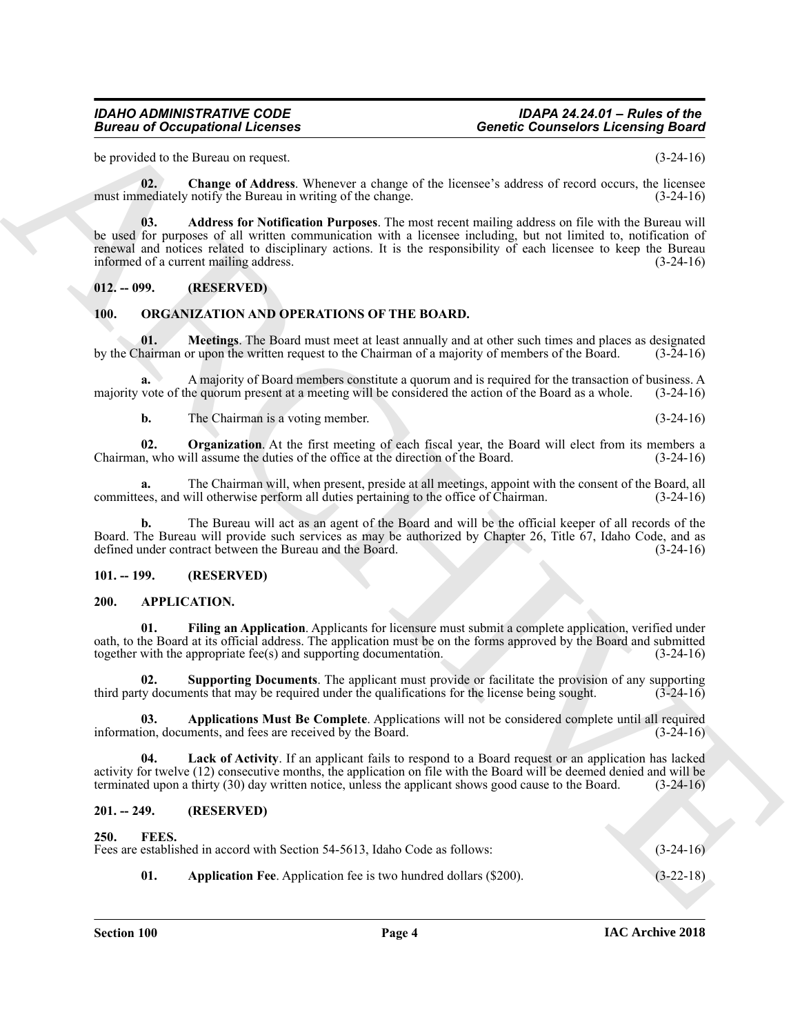be provided to the Bureau on request. (3-24-16)

**02. Change of Address**. Whenever a change of the licensee's address of record occurs, the licensee must immediately notify the Bureau in writing of the change. (3-24-16)

**03. Address for Notification Purposes**. The most recent mailing address on file with the Bureau will be used for purposes of all written communication with a licensee including, but not limited to, notification of renewal and notices related to disciplinary actions. It is the responsibility of each licensee to keep the Bureau informed of a current mailing address. (3-24-16)

### 012. -- 099. (RESERVED)

### 100. ORGANIZATION AND OPERATIONS OF THE BOARD.

**01. Meetings**. The Board must meet at least annually and at other such times and places as designated by the Chairman or upon the written request to the Chairman of a majority of members of the Board. (3-24-16)

**a.** A majority of Board members constitute a quorum and is required for the transaction of business. A majority vote of the quorum present at a meeting will be considered the action of the Board as a whole. (3-24-16)

**b.** The Chairman is a voting member. (3-24-16)

**02. Organization**. At the first meeting of each fiscal year, the Board will elect from its members a Chairman, who will assume the duties of the office at the direction of the Board. (3-24-16)

**a.** The Chairman will, when present, preside at all meetings, appoint with the consent of the Board, all committees, and will otherwise perform all duties pertaining to the office of Chairman. (3-24-16)

**b.** The Bureau will act as an agent of the Board and will be the official keeper of all records of the Board. The Bureau will provide such services as may be authorized by Chapter 26, Title 67, Idaho Code, and as defined under contract between the Bureau and the Board. (3-24-16)

### 101. -- 199. (RESERVED)

### 200. APPLICATION.

**01. Filing an Application**. Applicants for licensure must submit a complete application, verified under oath, to the Board at its official address. The application must be on the forms approved by the Board and submitted together with the appropriate fee(s) and supporting documentation. (3-24-16)

**02. Supporting Documents**. The applicant must provide or facilitate the provision of any supporting third party documents that may be required under the qualifications for the license being sought. (3-24-16)

**03. Applications Must Be Complete**. Applications will not be considered complete until all required information, documents, and fees are received by the Board. (3-24-16)

**04. Lack of Activity**. If an applicant fails to respond to a Board request or an application has lacked activity for twelve (12) consecutive months, the application on file with the Board will be deemed denied and will be terminated upon a thirty (30) day written notice, unless the applicant shows good cause to the Board. (3-24-16)

### 201. -- 249. (RESERVED)

### 250. FEES.

Fees are established in accord with Section 54-5613, Idaho Code as follows: (3-24-16)

**01. Application Fee**. Application fee is two hundred dollars ($200). (3-22-18)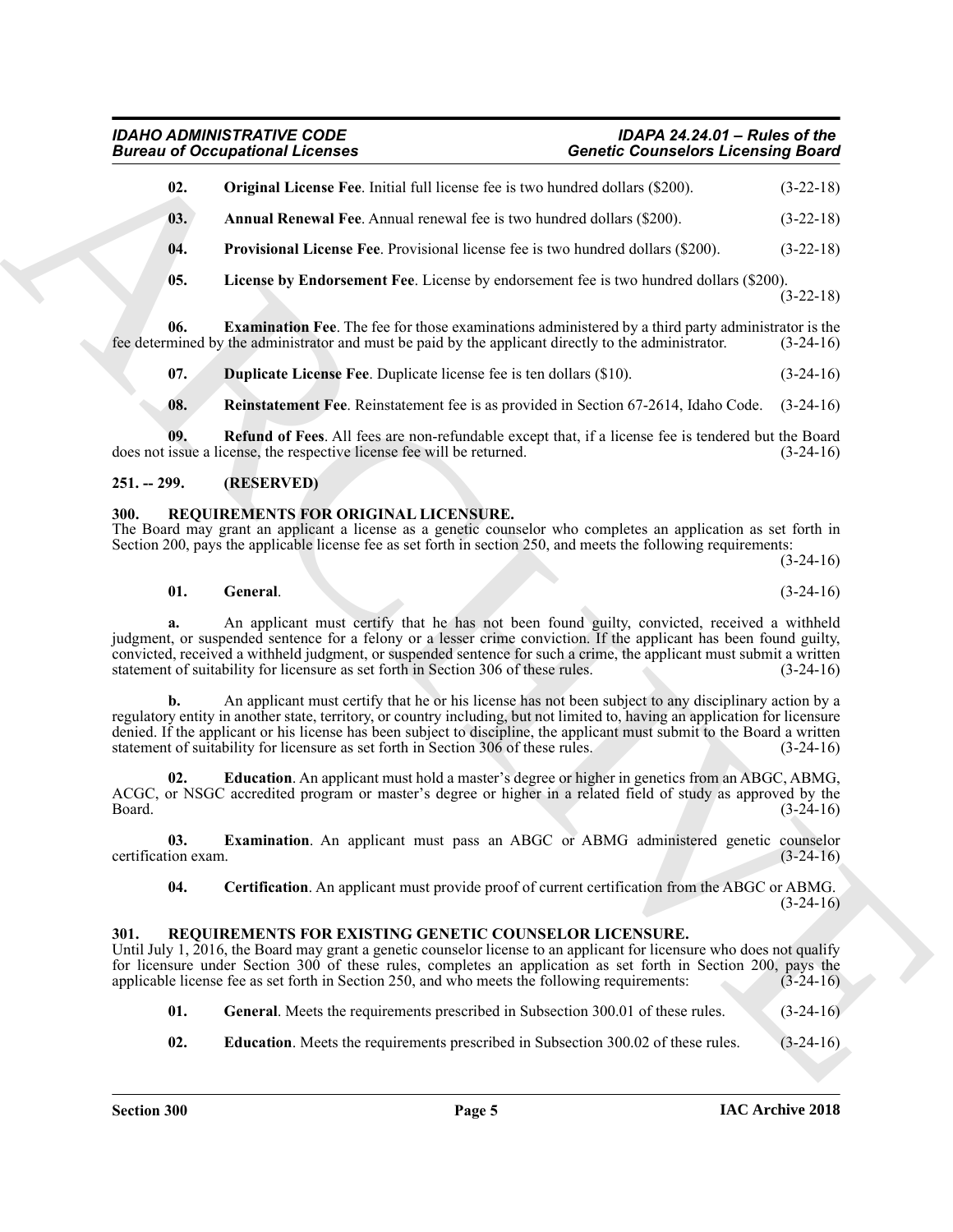**02. Original License Fee**. Initial full license fee is two hundred dollars ($200). (3-22-18)

**03. Annual Renewal Fee**. Annual renewal fee is two hundred dollars ($200). (3-22-18)

**04. Provisional License Fee**. Provisional license fee is two hundred dollars ($200). (3-22-18)

**05. License by Endorsement Fee**. License by endorsement fee is two hundred dollars ($200). (3-22-18)

**06. Examination Fee**. The fee for those examinations administered by a third party administrator is the fee determined by the administrator and must be paid by the applicant directly to the administrator. (3-24-16)

**07. Duplicate License Fee**. Duplicate license fee is ten dollars ($10). (3-24-16)

**08. Reinstatement Fee**. Reinstatement fee is as provided in Section 67-2614, Idaho Code. (3-24-16)

**09. Refund of Fees**. All fees are non-refundable except that, if a license fee is tendered but the Board does not issue a license, the respective license fee will be returned. (3-24-16)

## 251. -- 299. (RESERVED)

## 300. REQUIREMENTS FOR ORIGINAL LICENSURE.

The Board may grant an applicant a license as a genetic counselor who completes an application as set forth in Section 200, pays the applicable license fee as set forth in section 250, and meets the following requirements: (3-24-16)

**01. General**. (3-24-16)

**a.** An applicant must certify that he has not been found guilty, convicted, received a withheld judgment, or suspended sentence for a felony or a lesser crime conviction. If the applicant has been found guilty, convicted, received a withheld judgment, or suspended sentence for such a crime, the applicant must submit a written statement of suitability for licensure as set forth in Section 306 of these rules. (3-24-16)

**b.** An applicant must certify that he or his license has not been subject to any disciplinary action by a regulatory entity in another state, territory, or country including, but not limited to, having an application for licensure denied. If the applicant or his license has been subject to discipline, the applicant must submit to the Board a written statement of suitability for licensure as set forth in Section 306 of these rules. (3-24-16)

**02. Education**. An applicant must hold a master's degree or higher in genetics from an ABGC, ABMG, ACGC, or NSGC accredited program or master's degree or higher in a related field of study as approved by the Board. (3-24-16)

**03. Examination**. An applicant must pass an ABGC or ABMG administered genetic counselor certification exam. (3-24-16)

**04. Certification**. An applicant must provide proof of current certification from the ABGC or ABMG. (3-24-16)

## 301. REQUIREMENTS FOR EXISTING GENETIC COUNSELOR LICENSURE.

Until July 1, 2016, the Board may grant a genetic counselor license to an applicant for licensure who does not qualify for licensure under Section 300 of these rules, completes an application as set forth in Section 200, pays the applicable license fee as set forth in Section 250, and who meets the following requirements: (3-24-16)

**01. General**. Meets the requirements prescribed in Subsection 300.01 of these rules. (3-24-16)

**02. Education**. Meets the requirements prescribed in Subsection 300.02 of these rules. (3-24-16)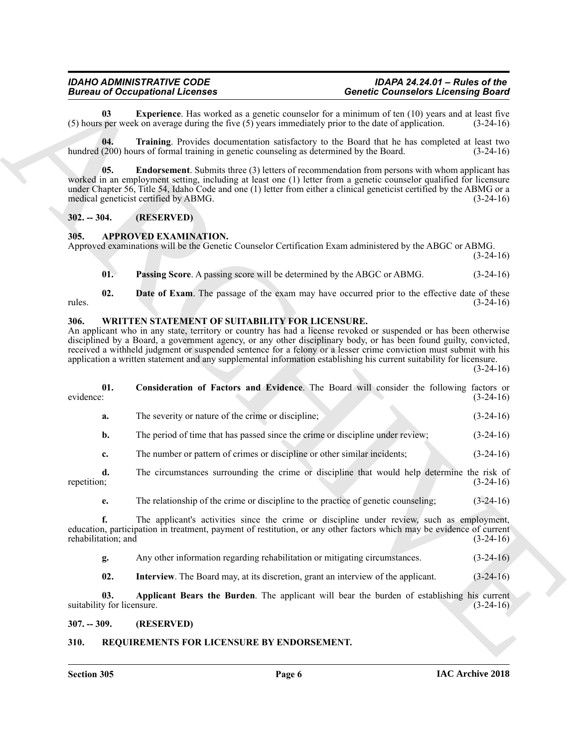**03** **Experience**. Has worked as a genetic counselor for a minimum of ten (10) years and at least five (5) hours per week on average during the five (5) years immediately prior to the date of application. (3-24-16)

**04.** **Training**. Provides documentation satisfactory to the Board that he has completed at least two hundred (200) hours of formal training in genetic counseling as determined by the Board. (3-24-16)

**05.** **Endorsement**. Submits three (3) letters of recommendation from persons with whom applicant has worked in an employment setting, including at least one (1) letter from a genetic counselor qualified for licensure under Chapter 56, Title 54, Idaho Code and one (1) letter from either a clinical geneticist certified by the ABMG or a medical geneticist certified by ABMG. (3-24-16)

## 302. -- 304. (RESERVED)

## 305. APPROVED EXAMINATION.

Approved examinations will be the Genetic Counselor Certification Exam administered by the ABGC or ABMG. (3-24-16)

**01.** **Passing Score**. A passing score will be determined by the ABGC or ABMG. (3-24-16)

**02.** **Date of Exam**. The passage of the exam may have occurred prior to the effective date of these rules. (3-24-16)

## 306. WRITTEN STATEMENT OF SUITABILITY FOR LICENSURE.

An applicant who in any state, territory or country has had a license revoked or suspended or has been otherwise disciplined by a Board, a government agency, or any other disciplinary body, or has been found guilty, convicted, received a withheld judgment or suspended sentence for a felony or a lesser crime conviction must submit with his application a written statement and any supplemental information establishing his current suitability for licensure. (3-24-16)

**01.** **Consideration of Factors and Evidence**. The Board will consider the following factors or evidence: (3-24-16)

**a.** The severity or nature of the crime or discipline; (3-24-16)

**b.** The period of time that has passed since the crime or discipline under review; (3-24-16)

**c.** The number or pattern of crimes or discipline or other similar incidents; (3-24-16)

**d.** The circumstances surrounding the crime or discipline that would help determine the risk of repetition; (3-24-16)

**e.** The relationship of the crime or discipline to the practice of genetic counseling; (3-24-16)

**f.** The applicant's activities since the crime or discipline under review, such as employment, education, participation in treatment, payment of restitution, or any other factors which may be evidence of current rehabilitation; and (3-24-16)

**g.** Any other information regarding rehabilitation or mitigating circumstances. (3-24-16)

**02.** **Interview**. The Board may, at its discretion, grant an interview of the applicant. (3-24-16)

**03.** **Applicant Bears the Burden**. The applicant will bear the burden of establishing his current suitability for licensure. (3-24-16)

## 307. -- 309. (RESERVED)

## 310. REQUIREMENTS FOR LICENSURE BY ENDORSEMENT.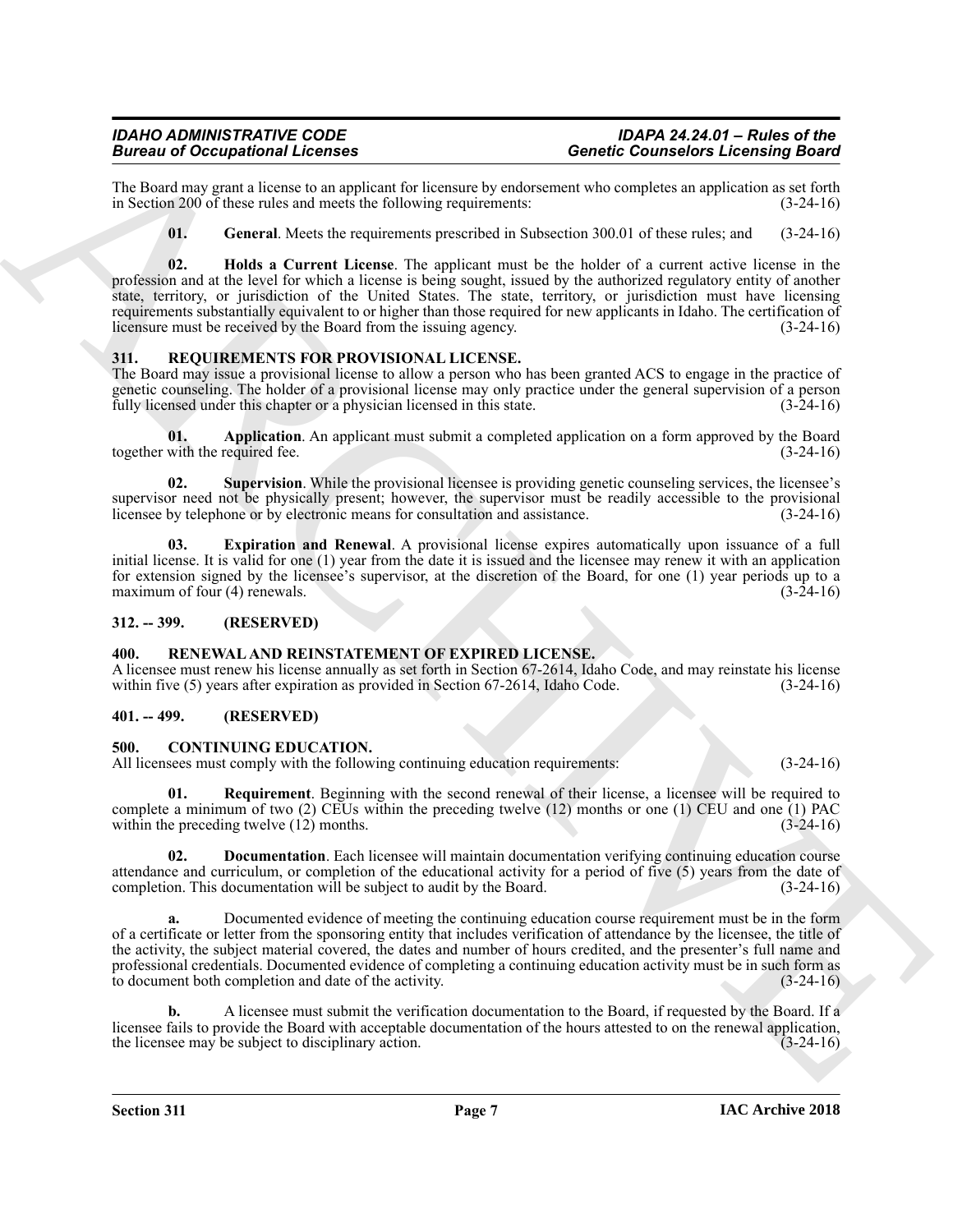The Board may grant a license to an applicant for licensure by endorsement who completes an application as set forth in Section 200 of these rules and meets the following requirements: (3-24-16)

**01. General**. Meets the requirements prescribed in Subsection 300.01 of these rules; and (3-24-16)

**02. Holds a Current License**. The applicant must be the holder of a current active license in the profession and at the level for which a license is being sought, issued by the authorized regulatory entity of another state, territory, or jurisdiction of the United States. The state, territory, or jurisdiction must have licensing requirements substantially equivalent to or higher than those required for new applicants in Idaho. The certification of licensure must be received by the Board from the issuing agency. (3-24-16)

### 311. REQUIREMENTS FOR PROVISIONAL LICENSE.

The Board may issue a provisional license to allow a person who has been granted ACS to engage in the practice of genetic counseling. The holder of a provisional license may only practice under the general supervision of a person fully licensed under this chapter or a physician licensed in this state. (3-24-16)

**01. Application**. An applicant must submit a completed application on a form approved by the Board together with the required fee. (3-24-16)

**02. Supervision**. While the provisional licensee is providing genetic counseling services, the licensee's supervisor need not be physically present; however, the supervisor must be readily accessible to the provisional licensee by telephone or by electronic means for consultation and assistance. (3-24-16)

**03. Expiration and Renewal**. A provisional license expires automatically upon issuance of a full initial license. It is valid for one (1) year from the date it is issued and the licensee may renew it with an application for extension signed by the licensee's supervisor, at the discretion of the Board, for one (1) year periods up to a maximum of four (4) renewals. (3-24-16)

### 312. -- 399. (RESERVED)

### 400. RENEWAL AND REINSTATEMENT OF EXPIRED LICENSE.

A licensee must renew his license annually as set forth in Section 67-2614, Idaho Code, and may reinstate his license within five (5) years after expiration as provided in Section 67-2614, Idaho Code. (3-24-16)

### 401. -- 499. (RESERVED)

### 500. CONTINUING EDUCATION.

All licensees must comply with the following continuing education requirements: (3-24-16)

**01. Requirement**. Beginning with the second renewal of their license, a licensee will be required to complete a minimum of two (2) CEUs within the preceding twelve (12) months or one (1) CEU and one (1) PAC within the preceding twelve (12) months. (3-24-16)

**02. Documentation**. Each licensee will maintain documentation verifying continuing education course attendance and curriculum, or completion of the educational activity for a period of five (5) years from the date of completion. This documentation will be subject to audit by the Board. (3-24-16)

**a.** Documented evidence of meeting the continuing education course requirement must be in the form of a certificate or letter from the sponsoring entity that includes verification of attendance by the licensee, the title of the activity, the subject material covered, the dates and number of hours credited, and the presenter's full name and professional credentials. Documented evidence of completing a continuing education activity must be in such form as to document both completion and date of the activity. (3-24-16)

**b.** A licensee must submit the verification documentation to the Board, if requested by the Board. If a licensee fails to provide the Board with acceptable documentation of the hours attested to on the renewal application, the licensee may be subject to disciplinary action. (3-24-16)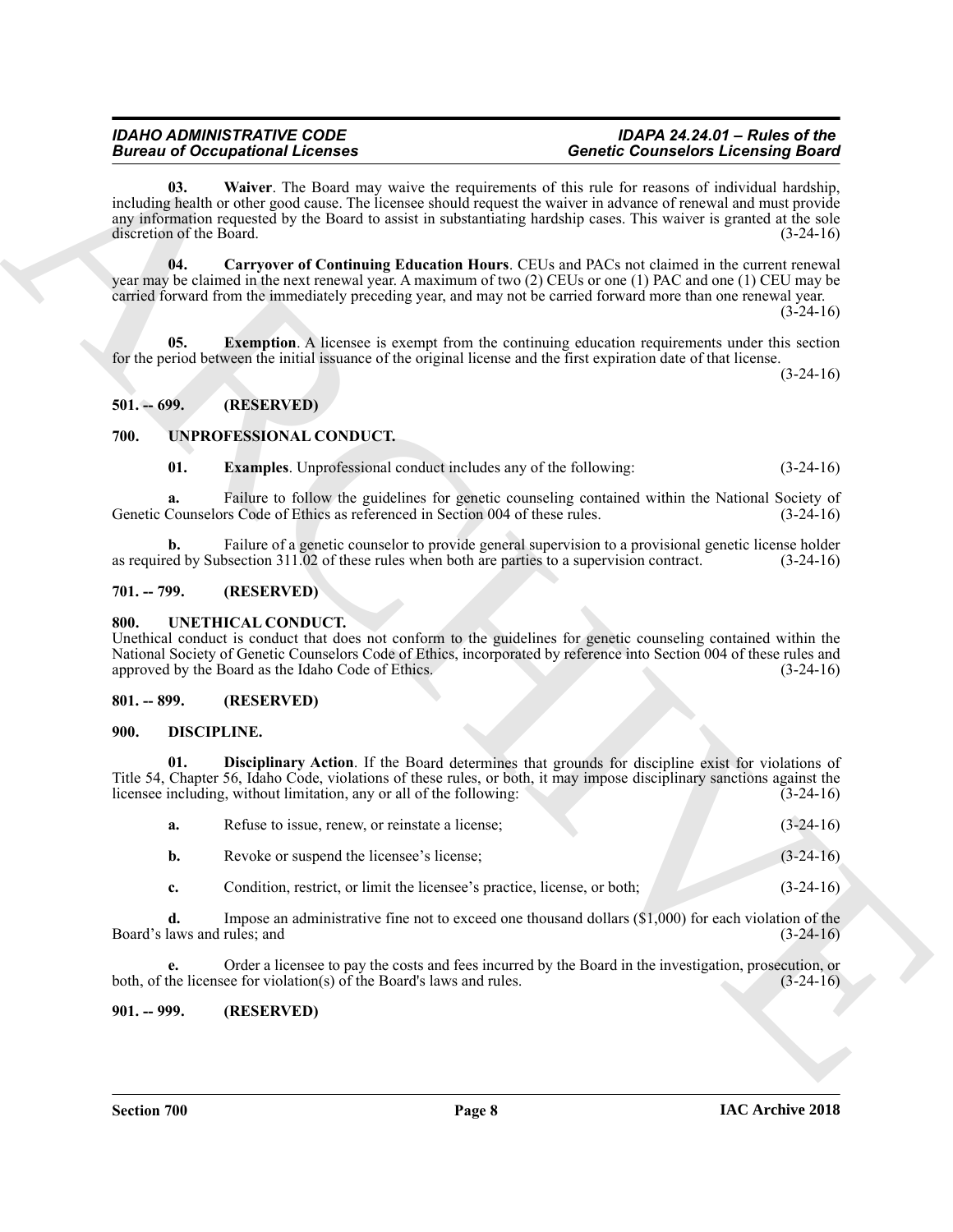**03. Waiver**. The Board may waive the requirements of this rule for reasons of individual hardship, including health or other good cause. The licensee should request the waiver in advance of renewal and must provide any information requested by the Board to assist in substantiating hardship cases. This waiver is granted at the sole discretion of the Board. (3-24-16)

**04. Carryover of Continuing Education Hours**. CEUs and PACs not claimed in the current renewal year may be claimed in the next renewal year. A maximum of two (2) CEUs or one (1) PAC and one (1) CEU may be carried forward from the immediately preceding year, and may not be carried forward more than one renewal year. (3-24-16)

**05. Exemption**. A licensee is exempt from the continuing education requirements under this section for the period between the initial issuance of the original license and the first expiration date of that license. (3-24-16)

## 501. -- 699. (RESERVED)

## 700. UNPROFESSIONAL CONDUCT.

**01. Examples**. Unprofessional conduct includes any of the following: (3-24-16)

**a.** Failure to follow the guidelines for genetic counseling contained within the National Society of Genetic Counselors Code of Ethics as referenced in Section 004 of these rules. (3-24-16)

**b.** Failure of a genetic counselor to provide general supervision to a provisional genetic license holder as required by Subsection 311.02 of these rules when both are parties to a supervision contract. (3-24-16)

## 701. -- 799. (RESERVED)

## 800. UNETHICAL CONDUCT.

Unethical conduct is conduct that does not conform to the guidelines for genetic counseling contained within the National Society of Genetic Counselors Code of Ethics, incorporated by reference into Section 004 of these rules and approved by the Board as the Idaho Code of Ethics. (3-24-16)

## 801. -- 899. (RESERVED)

## 900. DISCIPLINE.

**01. Disciplinary Action**. If the Board determines that grounds for discipline exist for violations of Title 54, Chapter 56, Idaho Code, violations of these rules, or both, it may impose disciplinary sanctions against the licensee including, without limitation, any or all of the following: (3-24-16)

**a.** Refuse to issue, renew, or reinstate a license; (3-24-16)

**b.** Revoke or suspend the licensee's license; (3-24-16)

**c.** Condition, restrict, or limit the licensee's practice, license, or both; (3-24-16)

**d.** Impose an administrative fine not to exceed one thousand dollars ($1,000) for each violation of the Board's laws and rules; and (3-24-16)

**e.** Order a licensee to pay the costs and fees incurred by the Board in the investigation, prosecution, or both, of the licensee for violation(s) of the Board's laws and rules. (3-24-16)

## 901. -- 999. (RESERVED)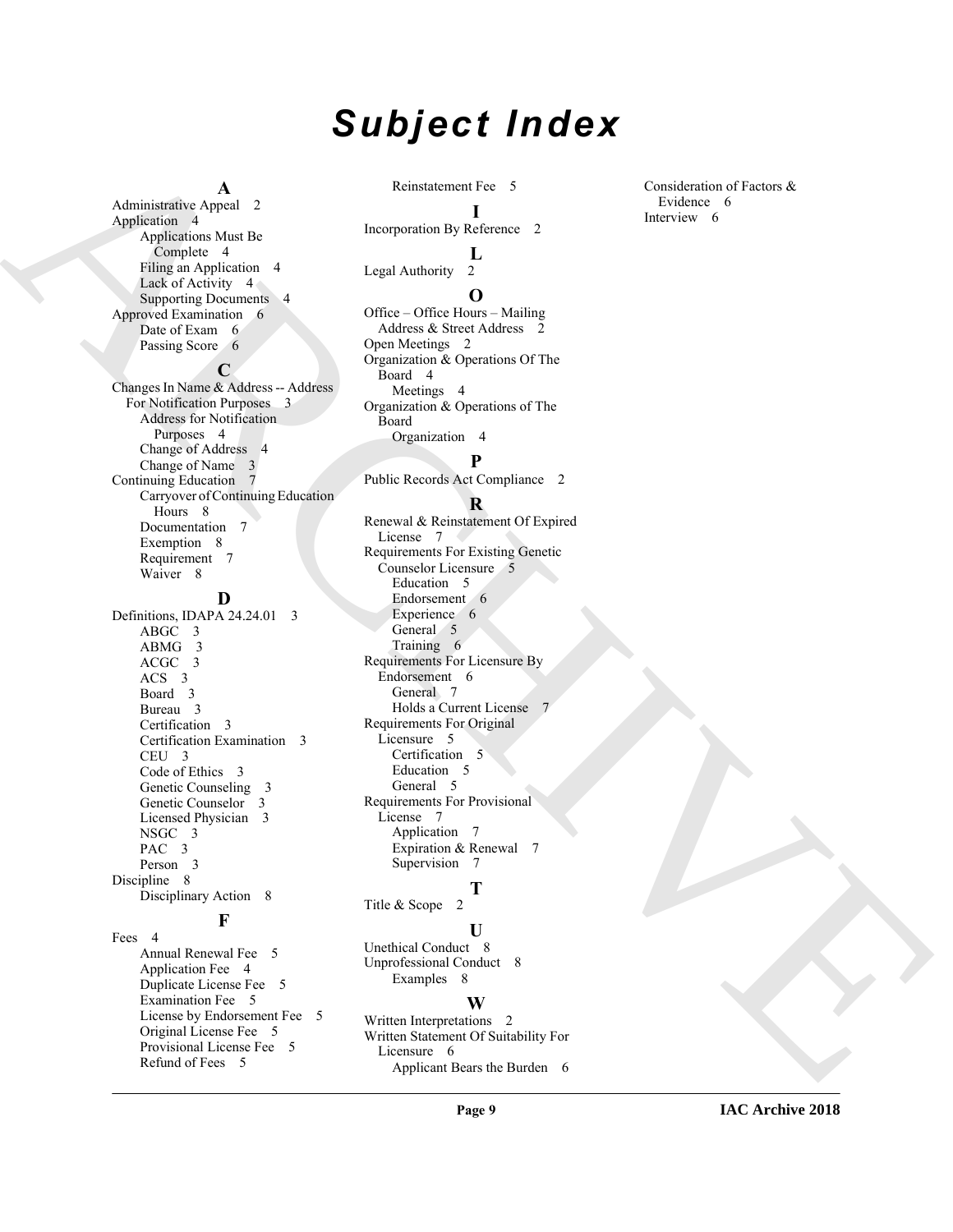# Subject Index

**A**

Administrative Appeal 2
Application 4
- Applications Must Be Complete 4
- Filing an Application 4
- Lack of Activity 4
- Supporting Documents 4

Approved Examination 6
- Date of Exam 6
- Passing Score 6

**C**

Changes In Name & Address -- Address For Notification Purposes 3
- Address for Notification Purposes 4
- Change of Address 4
- Change of Name 3

Continuing Education 7
- Carryover of Continuing Education Hours 8
- Documentation 7
- Exemption 8
- Requirement 7
- Waiver 8

**D**

Definitions, IDAPA 24.24.01 3
- ABGC 3
- ABMG 3
- ACGC 3
- ACS 3
- Board 3
- Bureau 3
- Certification 3
- Certification Examination 3
- CEU 3
- Code of Ethics 3
- Genetic Counseling 3
- Genetic Counselor 3
- Licensed Physician 3
- NSGC 3
- PAC 3
- Person 3

Discipline 8
- Disciplinary Action 8

**F**

Fees 4
- Annual Renewal Fee 5
- Application Fee 4
- Duplicate License Fee 5
- Examination Fee 5
- License by Endorsement Fee 5
- Original License Fee 5
- Provisional License Fee 5
- Refund of Fees 5
- Reinstatement Fee 5

**I**

Incorporation By Reference 2

**L**

Legal Authority 2

**O**

Office – Office Hours – Mailing Address & Street Address 2
Open Meetings 2
Organization & Operations Of The Board 4
- Meetings 4

Organization & Operations of The Board
- Organization 4

**P**

Public Records Act Compliance 2

**R**

Renewal & Reinstatement Of Expired License 7
Requirements For Existing Genetic Counselor Licensure 5
- Education 5
- Endorsement 6
- Experience 6
- General 5
- Training 6

Requirements For Licensure By Endorsement 6
- General 7
- Holds a Current License 7

Requirements For Original Licensure 5
- Certification 5
- Education 5
- General 5

Requirements For Provisional License 7
- Application 7
- Expiration & Renewal 7
- Supervision 7

**T**

Title & Scope 2

**U**

Unethical Conduct 8
Unprofessional Conduct 8
- Examples 8

**W**

Written Interpretations 2
Written Statement Of Suitability For Licensure 6
- Applicant Bears the Burden 6
- Consideration of Factors & Evidence 6
- Interview 6